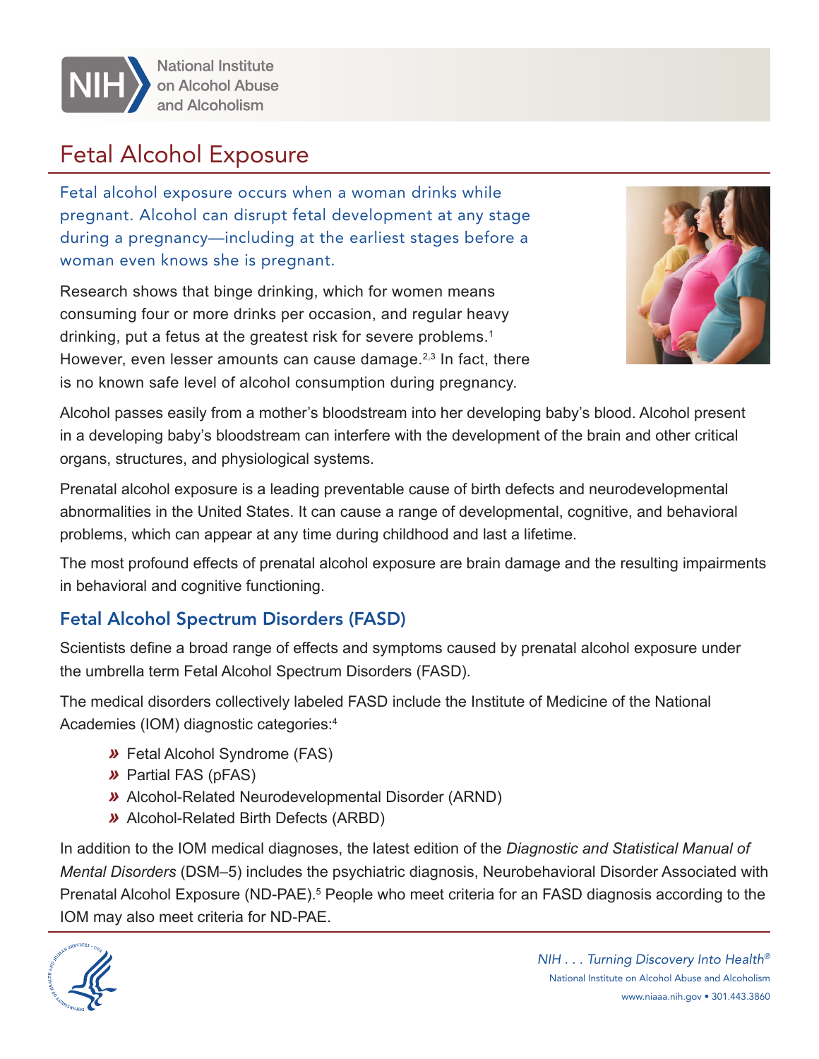# Fetal Alcohol Exposure

Fetal alcohol exposure occurs when a woman drinks while pregnant. Alcohol can disrupt fetal development at any stage during a pregnancy—including at the earliest stages before a woman even knows she is pregnant.

Research shows that binge drinking, which for women means consuming four or more drinks per occasion, and regular heavy drinking, put a fetus at the greatest risk for severe problems.[1] However, even lesser amounts can cause damage.[2,3] In fact, there is no known safe level of alcohol consumption during pregnancy.

Alcohol passes easily from a mother's bloodstream into her developing baby's blood. Alcohol present in a developing baby's bloodstream can interfere with the development of the brain and other critical organs, structures, and physiological systems.

Prenatal alcohol exposure is a leading preventable cause of birth defects and neurodevelopmental abnormalities in the United States. It can cause a range of developmental, cognitive, and behavioral problems, which can appear at any time during childhood and last a lifetime.

The most profound effects of prenatal alcohol exposure are brain damage and the resulting impairments in behavioral and cognitive functioning.

## Fetal Alcohol Spectrum Disorders (FASD)

Scientists define a broad range of effects and symptoms caused by prenatal alcohol exposure under the umbrella term Fetal Alcohol Spectrum Disorders (FASD).

The medical disorders collectively labeled FASD include the Institute of Medicine of the National Academies (IOM) diagnostic categories:[4]

- Fetal Alcohol Syndrome (FAS)
- Partial FAS (pFAS)
- Alcohol-Related Neurodevelopmental Disorder (ARND)
- Alcohol-Related Birth Defects (ARBD)

In addition to the IOM medical diagnoses, the latest edition of the *Diagnostic and Statistical Manual of Mental Disorders* (DSM–5) includes the psychiatric diagnosis, Neurobehavioral Disorder Associated with Prenatal Alcohol Exposure (ND-PAE).[5] People who meet criteria for an FASD diagnosis according to the IOM may also meet criteria for ND-PAE.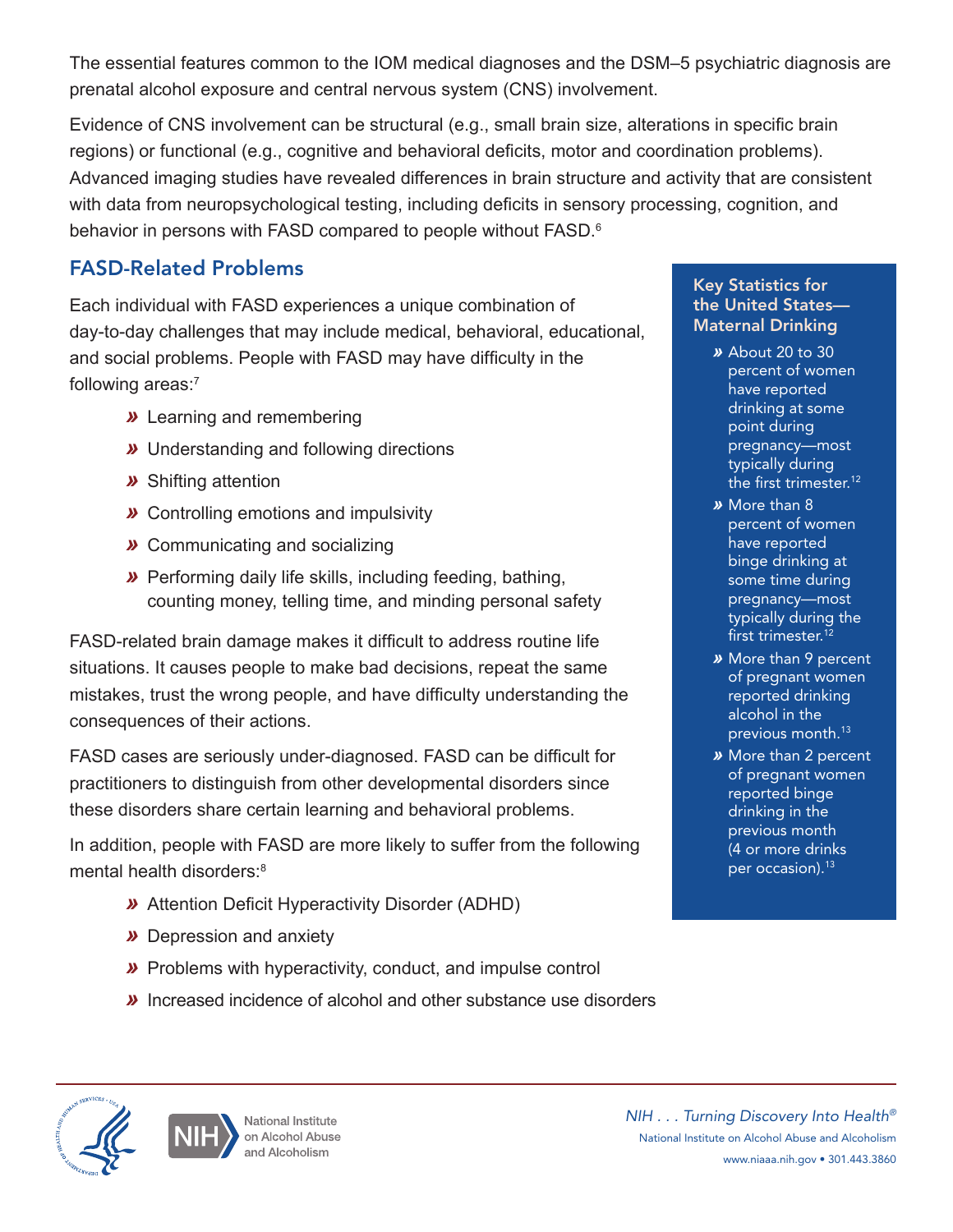The essential features common to the IOM medical diagnoses and the DSM–5 psychiatric diagnosis are prenatal alcohol exposure and central nervous system (CNS) involvement.

Evidence of CNS involvement can be structural (e.g., small brain size, alterations in specific brain regions) or functional (e.g., cognitive and behavioral deficits, motor and coordination problems). Advanced imaging studies have revealed differences in brain structure and activity that are consistent with data from neuropsychological testing, including deficits in sensory processing, cognition, and behavior in persons with FASD compared to people without FASD.[6]

## FASD-Related Problems

Each individual with FASD experiences a unique combination of day-to-day challenges that may include medical, behavioral, educational, and social problems. People with FASD may have difficulty in the following areas:[7]

- Learning and remembering
- Understanding and following directions
- Shifting attention
- Controlling emotions and impulsivity
- Communicating and socializing
- Performing daily life skills, including feeding, bathing, counting money, telling time, and minding personal safety

FASD-related brain damage makes it difficult to address routine life situations. It causes people to make bad decisions, repeat the same mistakes, trust the wrong people, and have difficulty understanding the consequences of their actions.

FASD cases are seriously under-diagnosed. FASD can be difficult for practitioners to distinguish from other developmental disorders since these disorders share certain learning and behavioral problems.

In addition, people with FASD are more likely to suffer from the following mental health disorders:[8]

- Attention Deficit Hyperactivity Disorder (ADHD)
- Depression and anxiety
- Problems with hyperactivity, conduct, and impulse control
- Increased incidence of alcohol and other substance use disorders

### Key Statistics for the United States—Maternal Drinking

- About 20 to 30 percent of women have reported drinking at some point during pregnancy—most typically during the first trimester.[12]
- More than 8 percent of women have reported binge drinking at some time during pregnancy—most typically during the first trimester.[12]
- More than 9 percent of pregnant women reported drinking alcohol in the previous month.[13]
- More than 2 percent of pregnant women reported binge drinking in the previous month (4 or more drinks per occasion).[13]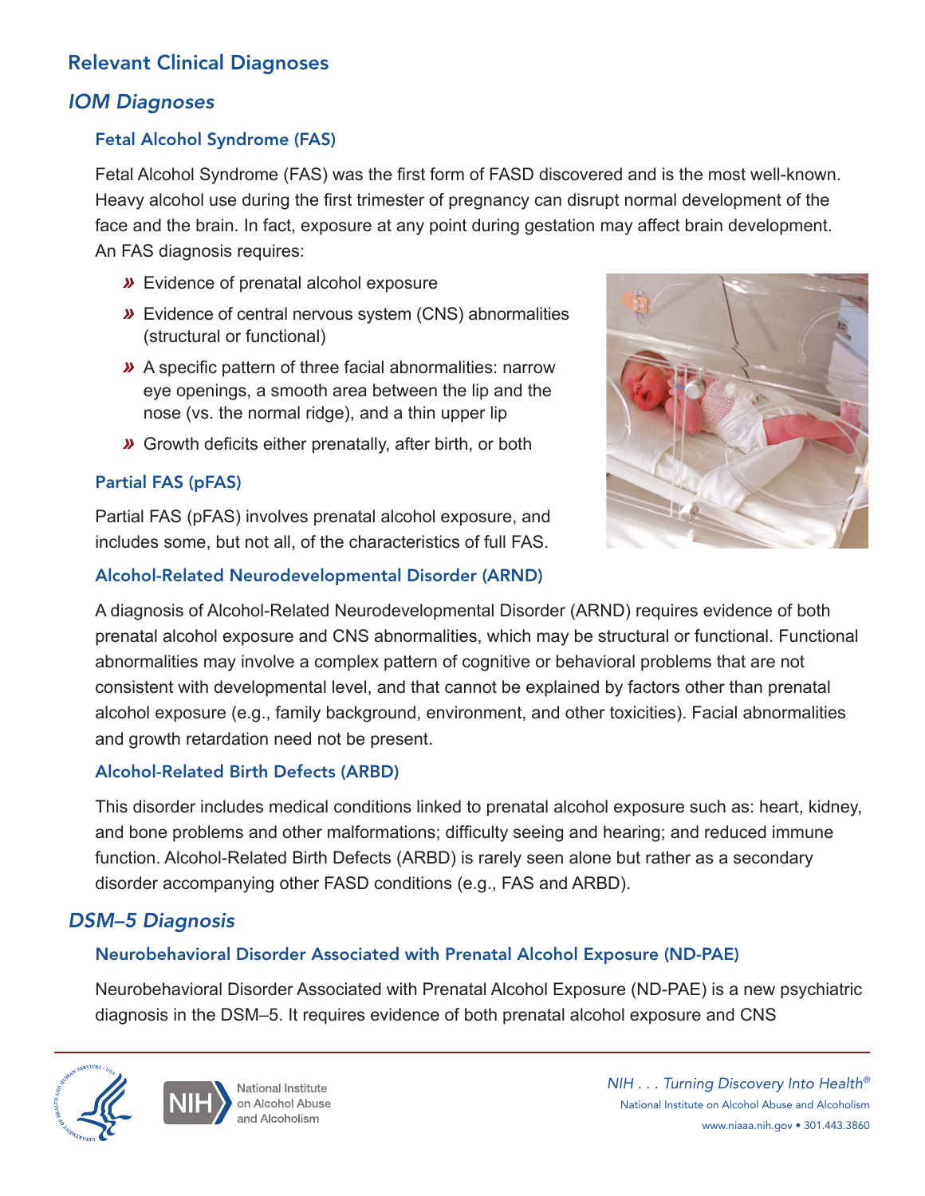## Relevant Clinical Diagnoses

### *IOM Diagnoses*

#### Fetal Alcohol Syndrome (FAS)

Fetal Alcohol Syndrome (FAS) was the first form of FASD discovered and is the most well-known. Heavy alcohol use during the first trimester of pregnancy can disrupt normal development of the face and the brain. In fact, exposure at any point during gestation may affect brain development. An FAS diagnosis requires:

- Evidence of prenatal alcohol exposure
- Evidence of central nervous system (CNS) abnormalities (structural or functional)
- A specific pattern of three facial abnormalities: narrow eye openings, a smooth area between the lip and the nose (vs. the normal ridge), and a thin upper lip
- Growth deficits either prenatally, after birth, or both

#### Partial FAS (pFAS)

Partial FAS (pFAS) involves prenatal alcohol exposure, and includes some, but not all, of the characteristics of full FAS.

#### Alcohol-Related Neurodevelopmental Disorder (ARND)

A diagnosis of Alcohol-Related Neurodevelopmental Disorder (ARND) requires evidence of both prenatal alcohol exposure and CNS abnormalities, which may be structural or functional. Functional abnormalities may involve a complex pattern of cognitive or behavioral problems that are not consistent with developmental level, and that cannot be explained by factors other than prenatal alcohol exposure (e.g., family background, environment, and other toxicities). Facial abnormalities and growth retardation need not be present.

#### Alcohol-Related Birth Defects (ARBD)

This disorder includes medical conditions linked to prenatal alcohol exposure such as: heart, kidney, and bone problems and other malformations; difficulty seeing and hearing; and reduced immune function. Alcohol-Related Birth Defects (ARBD) is rarely seen alone but rather as a secondary disorder accompanying other FASD conditions (e.g., FAS and ARBD).

### *DSM–5 Diagnosis*

#### Neurobehavioral Disorder Associated with Prenatal Alcohol Exposure (ND-PAE)

Neurobehavioral Disorder Associated with Prenatal Alcohol Exposure (ND-PAE) is a new psychiatric diagnosis in the DSM–5. It requires evidence of both prenatal alcohol exposure and CNS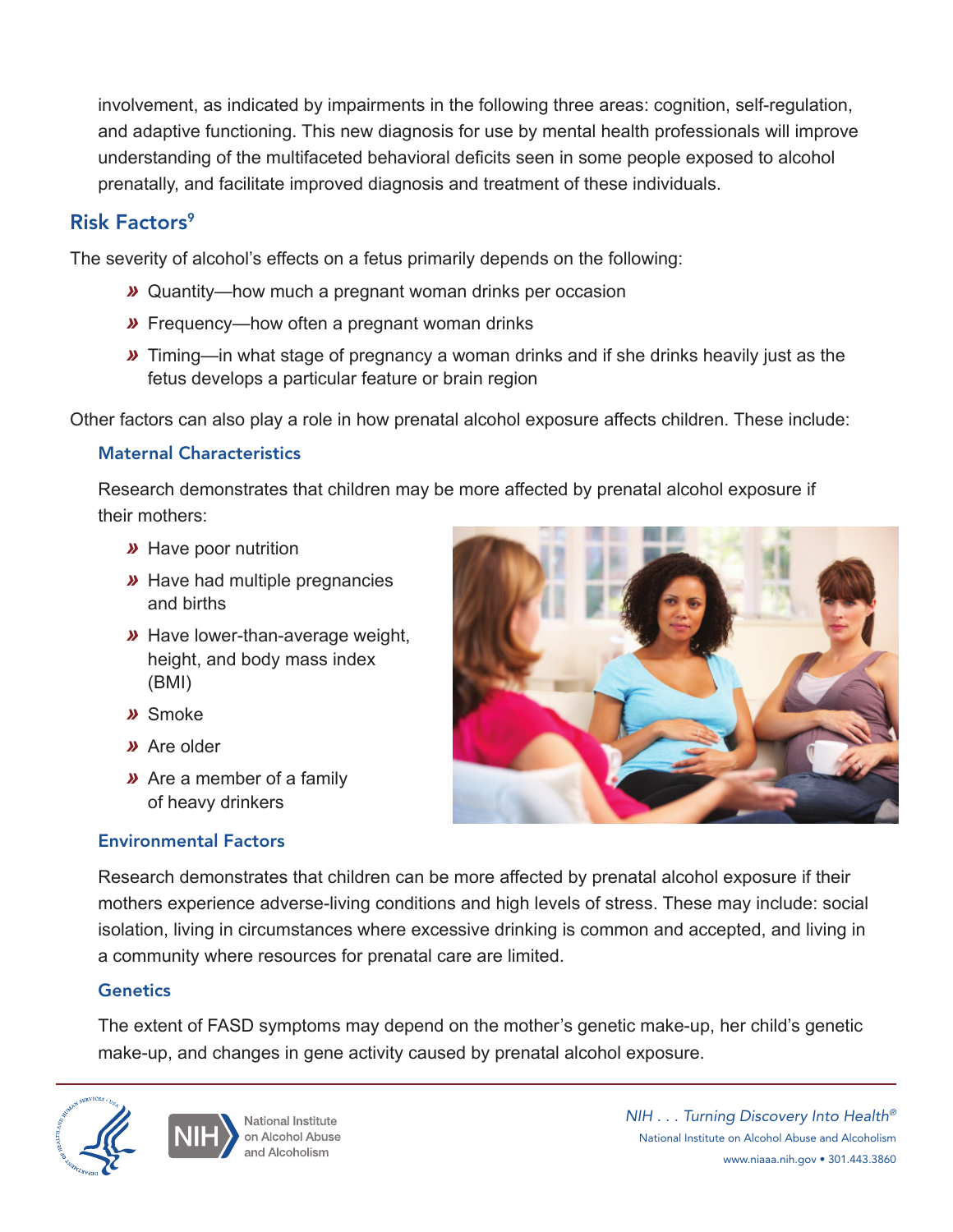involvement, as indicated by impairments in the following three areas: cognition, self-regulation, and adaptive functioning. This new diagnosis for use by mental health professionals will improve understanding of the multifaceted behavioral deficits seen in some people exposed to alcohol prenatally, and facilitate improved diagnosis and treatment of these individuals.

## Risk Factors[9]

The severity of alcohol's effects on a fetus primarily depends on the following:

- Quantity—how much a pregnant woman drinks per occasion
- Frequency—how often a pregnant woman drinks
- Timing—in what stage of pregnancy a woman drinks and if she drinks heavily just as the fetus develops a particular feature or brain region

Other factors can also play a role in how prenatal alcohol exposure affects children. These include:

### Maternal Characteristics

Research demonstrates that children may be more affected by prenatal alcohol exposure if their mothers:

- Have poor nutrition
- Have had multiple pregnancies and births
- Have lower-than-average weight, height, and body mass index (BMI)
- Smoke
- Are older
- Are a member of a family of heavy drinkers

### Environmental Factors

Research demonstrates that children can be more affected by prenatal alcohol exposure if their mothers experience adverse-living conditions and high levels of stress. These may include: social isolation, living in circumstances where excessive drinking is common and accepted, and living in a community where resources for prenatal care are limited.

### Genetics

The extent of FASD symptoms may depend on the mother's genetic make-up, her child's genetic make-up, and changes in gene activity caused by prenatal alcohol exposure.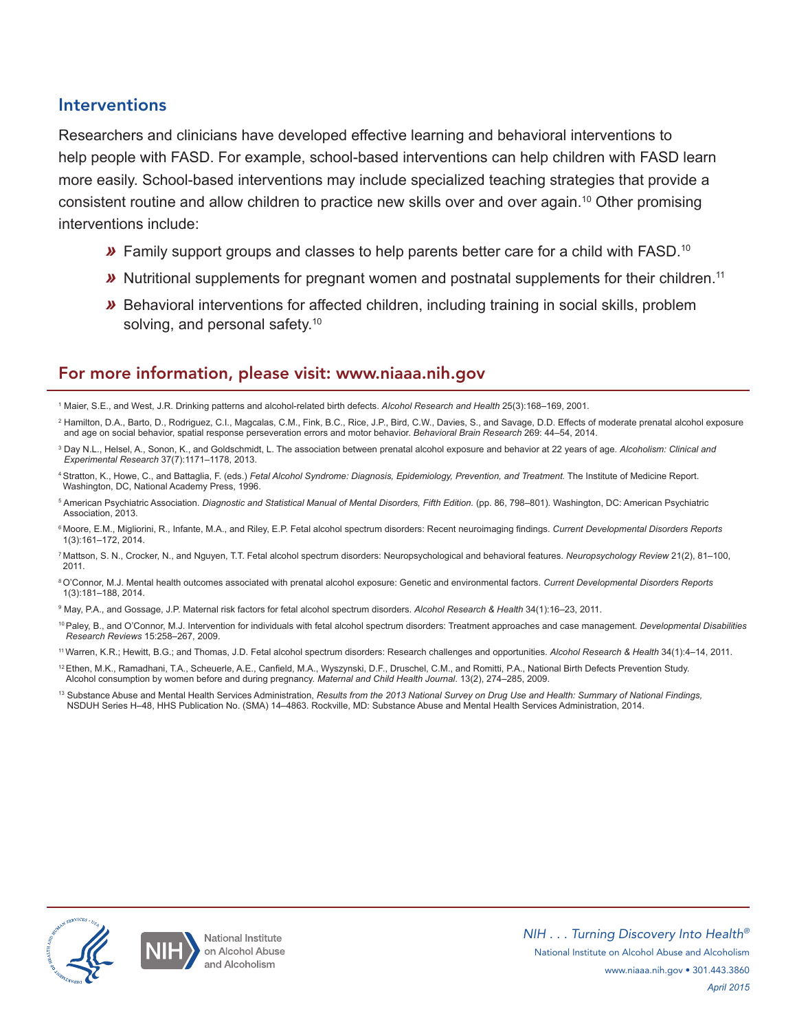## Interventions

Researchers and clinicians have developed effective learning and behavioral interventions to help people with FASD. For example, school-based interventions can help children with FASD learn more easily. School-based interventions may include specialized teaching strategies that provide a consistent routine and allow children to practice new skills over and over again.[10] Other promising interventions include:

- Family support groups and classes to help parents better care for a child with FASD.[10]
- Nutritional supplements for pregnant women and postnatal supplements for their children.[11]
- Behavioral interventions for affected children, including training in social skills, problem solving, and personal safety.[10]

## For more information, please visit: www.niaaa.nih.gov

[1] Maier, S.E., and West, J.R. Drinking patterns and alcohol-related birth defects. *Alcohol Research and Health* 25(3):168–169, 2001.

[2] Hamilton, D.A., Barto, D., Rodriguez, C.I., Magcalas, C.M., Fink, B.C., Rice, J.P., Bird, C.W., Davies, S., and Savage, D.D. Effects of moderate prenatal alcohol exposure and age on social behavior, spatial response perseveration errors and motor behavior. *Behavioral Brain Research* 269: 44–54, 2014.

[3] Day N.L., Helsel, A., Sonon, K., and Goldschmidt, L. The association between prenatal alcohol exposure and behavior at 22 years of age. *Alcoholism: Clinical and Experimental Research* 37(7):1171–1178, 2013.

[4] Stratton, K., Howe, C., and Battaglia, F. (eds.) *Fetal Alcohol Syndrome: Diagnosis, Epidemiology, Prevention, and Treatment.* The Institute of Medicine Report. Washington, DC, National Academy Press, 1996.

[5] American Psychiatric Association. *Diagnostic and Statistical Manual of Mental Disorders, Fifth Edition.* (pp. 86, 798–801). Washington, DC: American Psychiatric Association, 2013.

[6] Moore, E.M., Migliorini, R., Infante, M.A., and Riley, E.P. Fetal alcohol spectrum disorders: Recent neuroimaging findings. *Current Developmental Disorders Reports* 1(3):161–172, 2014.

[7] Mattson, S. N., Crocker, N., and Nguyen, T.T. Fetal alcohol spectrum disorders: Neuropsychological and behavioral features. *Neuropsychology Review* 21(2), 81–100, 2011.

[8] O'Connor, M.J. Mental health outcomes associated with prenatal alcohol exposure: Genetic and environmental factors. *Current Developmental Disorders Reports* 1(3):181–188, 2014.

[9] May, P.A., and Gossage, J.P. Maternal risk factors for fetal alcohol spectrum disorders. *Alcohol Research & Health* 34(1):16–23, 2011.

[10] Paley, B., and O'Connor, M.J. Intervention for individuals with fetal alcohol spectrum disorders: Treatment approaches and case management. *Developmental Disabilities Research Reviews* 15:258–267, 2009.

[11] Warren, K.R.; Hewitt, B.G.; and Thomas, J.D. Fetal alcohol spectrum disorders: Research challenges and opportunities. *Alcohol Research & Health* 34(1):4–14, 2011.

[12] Ethen, M.K., Ramadhani, T.A., Scheuerle, A.E., Canfield, M.A., Wyszynski, D.F., Druschel, C.M., and Romitti, P.A., National Birth Defects Prevention Study. Alcohol consumption by women before and during pregnancy. *Maternal and Child Health Journal.* 13(2), 274–285, 2009.

[13] Substance Abuse and Mental Health Services Administration, *Results from the 2013 National Survey on Drug Use and Health: Summary of National Findings,* NSDUH Series H–48, HHS Publication No. (SMA) 14–4863. Rockville, MD: Substance Abuse and Mental Health Services Administration, 2014.

National Institute on Alcohol Abuse and Alcoholism

*NIH . . . Turning Discovery Into Health®*

National Institute on Alcohol Abuse and Alcoholism

www.niaaa.nih.gov • 301.443.3860

*April 2015*